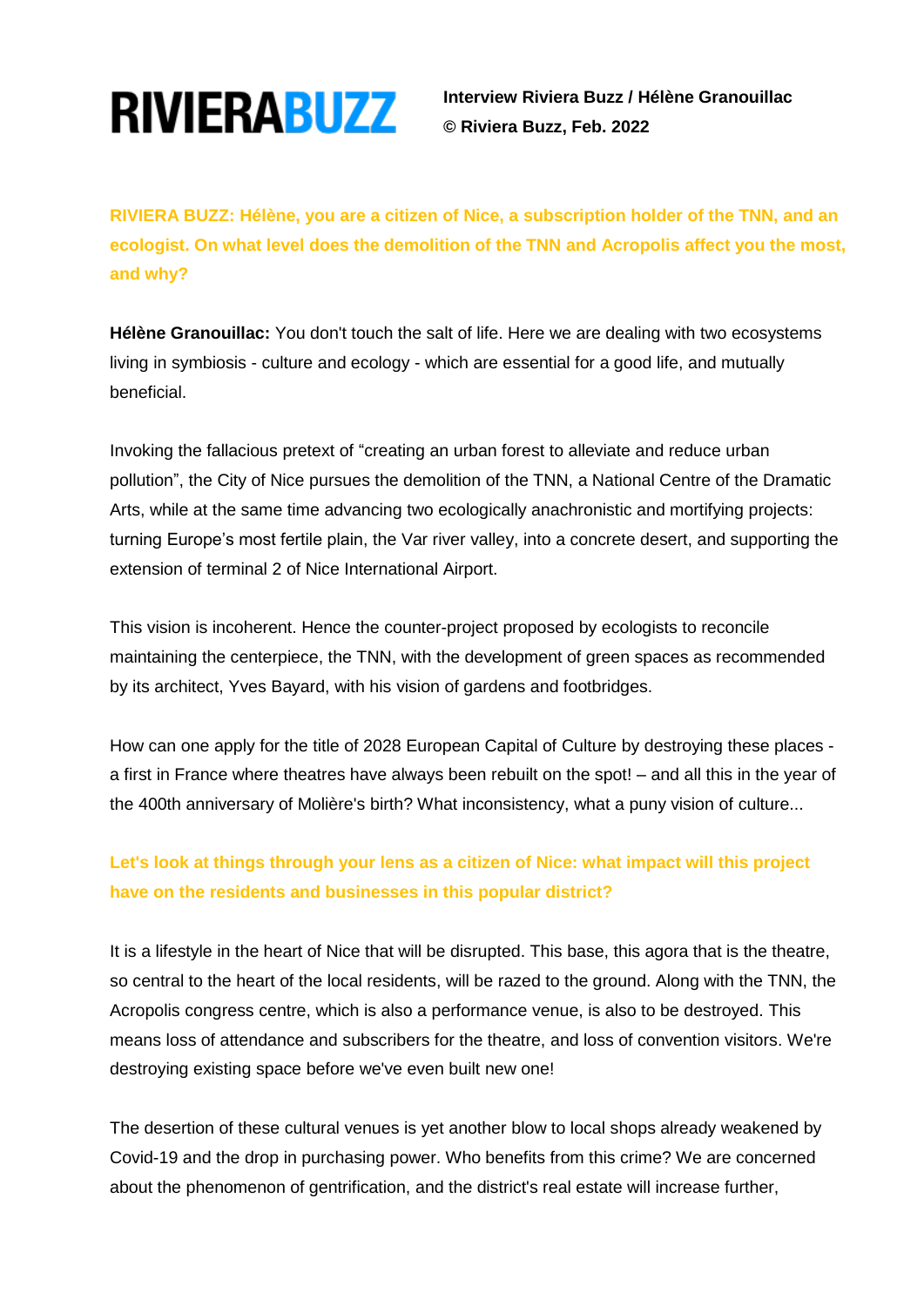**RIVIERABUZZ**

**Interview Riviera Buzz / Hélène Granouillac**
**© Riviera Buzz, Feb. 2022**

**RIVIERA BUZZ: Hélène, you are a citizen of Nice, a subscription holder of the TNN, and an ecologist. On what level does the demolition of the TNN and Acropolis affect you the most, and why?**

**Hélène Granouillac:** You don't touch the salt of life. Here we are dealing with two ecosystems living in symbiosis - culture and ecology - which are essential for a good life, and mutually beneficial.

Invoking the fallacious pretext of "creating an urban forest to alleviate and reduce urban pollution", the City of Nice pursues the demolition of the TNN, a National Centre of the Dramatic Arts, while at the same time advancing two ecologically anachronistic and mortifying projects: turning Europe's most fertile plain, the Var river valley, into a concrete desert, and supporting the extension of terminal 2 of Nice International Airport.

This vision is incoherent. Hence the counter-project proposed by ecologists to reconcile maintaining the centerpiece, the TNN, with the development of green spaces as recommended by its architect, Yves Bayard, with his vision of gardens and footbridges.

How can one apply for the title of 2028 European Capital of Culture by destroying these places - a first in France where theatres have always been rebuilt on the spot! – and all this in the year of the 400th anniversary of Molière's birth? What inconsistency, what a puny vision of culture...

**Let's look at things through your lens as a citizen of Nice: what impact will this project have on the residents and businesses in this popular district?**

It is a lifestyle in the heart of Nice that will be disrupted. This base, this agora that is the theatre, so central to the heart of the local residents, will be razed to the ground. Along with the TNN, the Acropolis congress centre, which is also a performance venue, is also to be destroyed. This means loss of attendance and subscribers for the theatre, and loss of convention visitors. We're destroying existing space before we've even built new one!

The desertion of these cultural venues is yet another blow to local shops already weakened by Covid-19 and the drop in purchasing power. Who benefits from this crime? We are concerned about the phenomenon of gentrification, and the district's real estate will increase further,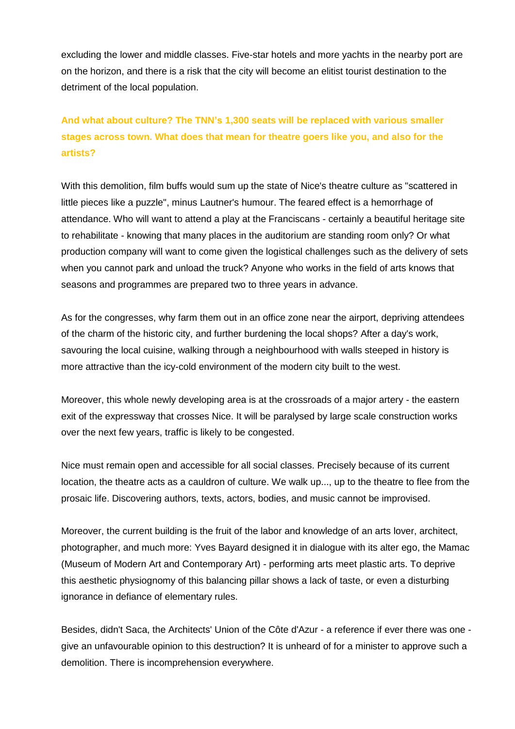excluding the lower and middle classes. Five-star hotels and more yachts in the nearby port are on the horizon, and there is a risk that the city will become an elitist tourist destination to the detriment of the local population.

**And what about culture? The TNN's 1,300 seats will be replaced with various smaller stages across town. What does that mean for theatre goers like you, and also for the artists?**

With this demolition, film buffs would sum up the state of Nice's theatre culture as "scattered in little pieces like a puzzle", minus Lautner's humour. The feared effect is a hemorrhage of attendance. Who will want to attend a play at the Franciscans - certainly a beautiful heritage site to rehabilitate - knowing that many places in the auditorium are standing room only? Or what production company will want to come given the logistical challenges such as the delivery of sets when you cannot park and unload the truck? Anyone who works in the field of arts knows that seasons and programmes are prepared two to three years in advance.

As for the congresses, why farm them out in an office zone near the airport, depriving attendees of the charm of the historic city, and further burdening the local shops? After a day's work, savouring the local cuisine, walking through a neighbourhood with walls steeped in history is more attractive than the icy-cold environment of the modern city built to the west.

Moreover, this whole newly developing area is at the crossroads of a major artery - the eastern exit of the expressway that crosses Nice. It will be paralysed by large scale construction works over the next few years, traffic is likely to be congested.

Nice must remain open and accessible for all social classes. Precisely because of its current location, the theatre acts as a cauldron of culture. We walk up..., up to the theatre to flee from the prosaic life. Discovering authors, texts, actors, bodies, and music cannot be improvised.

Moreover, the current building is the fruit of the labor and knowledge of an arts lover, architect, photographer, and much more: Yves Bayard designed it in dialogue with its alter ego, the Mamac (Museum of Modern Art and Contemporary Art) - performing arts meet plastic arts. To deprive this aesthetic physiognomy of this balancing pillar shows a lack of taste, or even a disturbing ignorance in defiance of elementary rules.

Besides, didn't Saca, the Architects' Union of the Côte d'Azur - a reference if ever there was one - give an unfavourable opinion to this destruction? It is unheard of for a minister to approve such a demolition. There is incomprehension everywhere.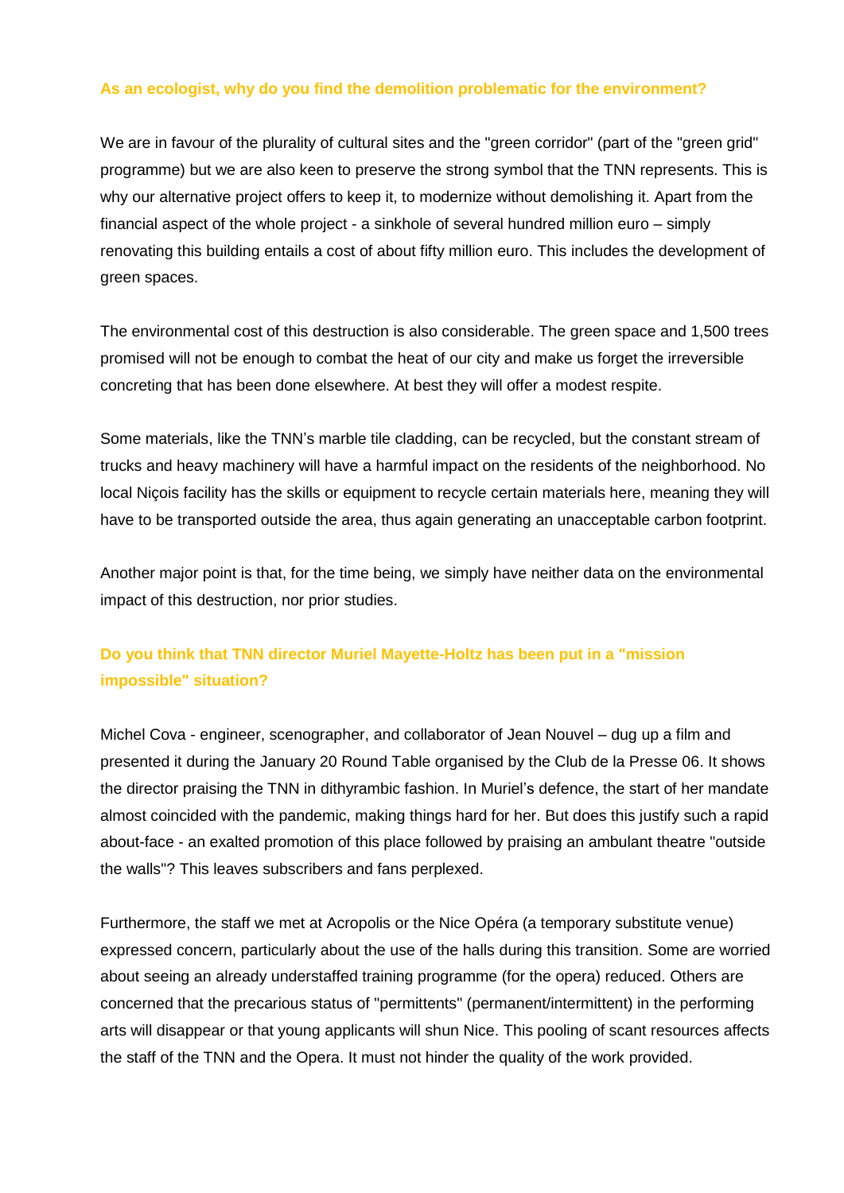**As an ecologist, why do you find the demolition problematic for the environment?**

We are in favour of the plurality of cultural sites and the "green corridor" (part of the "green grid" programme) but we are also keen to preserve the strong symbol that the TNN represents. This is why our alternative project offers to keep it, to modernize without demolishing it. Apart from the financial aspect of the whole project - a sinkhole of several hundred million euro – simply renovating this building entails a cost of about fifty million euro. This includes the development of green spaces.

The environmental cost of this destruction is also considerable. The green space and 1,500 trees promised will not be enough to combat the heat of our city and make us forget the irreversible concreting that has been done elsewhere. At best they will offer a modest respite.

Some materials, like the TNN's marble tile cladding, can be recycled, but the constant stream of trucks and heavy machinery will have a harmful impact on the residents of the neighborhood. No local Niçois facility has the skills or equipment to recycle certain materials here, meaning they will have to be transported outside the area, thus again generating an unacceptable carbon footprint.

Another major point is that, for the time being, we simply have neither data on the environmental impact of this destruction, nor prior studies.

**Do you think that TNN director Muriel Mayette-Holtz has been put in a "mission impossible" situation?**

Michel Cova - engineer, scenographer, and collaborator of Jean Nouvel – dug up a film and presented it during the January 20 Round Table organised by the Club de la Presse 06. It shows the director praising the TNN in dithyrambic fashion. In Muriel's defence, the start of her mandate almost coincided with the pandemic, making things hard for her. But does this justify such a rapid about-face - an exalted promotion of this place followed by praising an ambulant theatre "outside the walls"? This leaves subscribers and fans perplexed.

Furthermore, the staff we met at Acropolis or the Nice Opéra (a temporary substitute venue) expressed concern, particularly about the use of the halls during this transition. Some are worried about seeing an already understaffed training programme (for the opera) reduced. Others are concerned that the precarious status of "permittents" (permanent/intermittent) in the performing arts will disappear or that young applicants will shun Nice. This pooling of scant resources affects the staff of the TNN and the Opera. It must not hinder the quality of the work provided.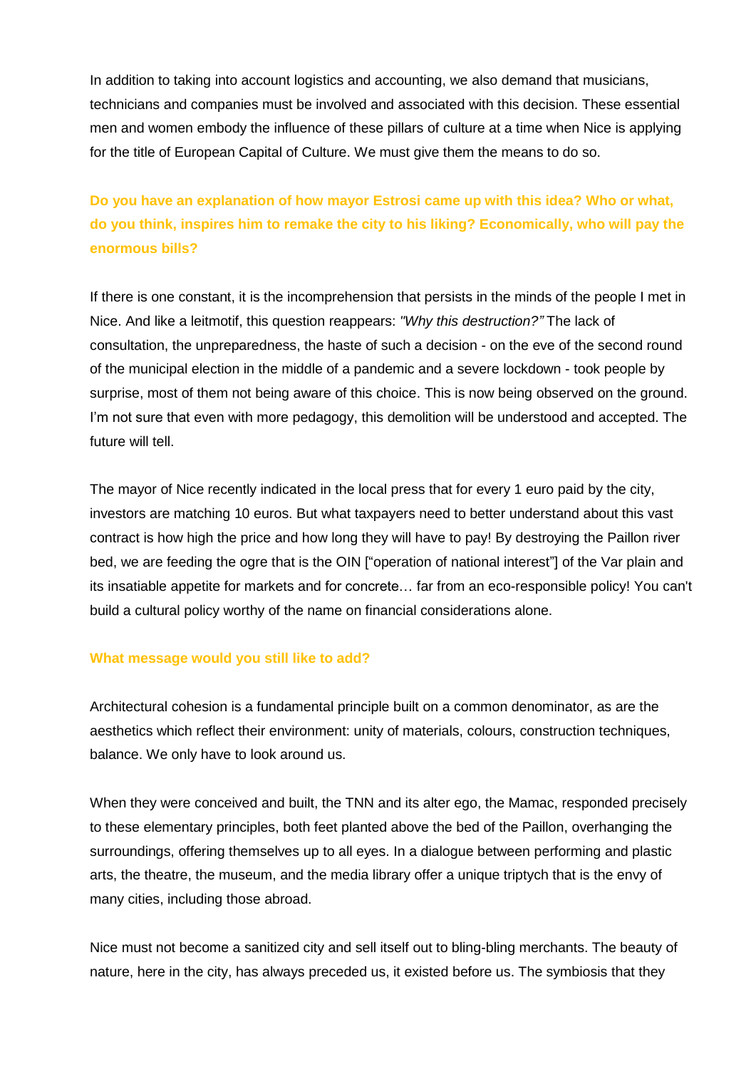In addition to taking into account logistics and accounting, we also demand that musicians, technicians and companies must be involved and associated with this decision. These essential men and women embody the influence of these pillars of culture at a time when Nice is applying for the title of European Capital of Culture. We must give them the means to do so.

**Do you have an explanation of how mayor Estrosi came up with this idea? Who or what, do you think, inspires him to remake the city to his liking? Economically, who will pay the enormous bills?**

If there is one constant, it is the incomprehension that persists in the minds of the people I met in Nice. And like a leitmotif, this question reappears: *"Why this destruction?"* The lack of consultation, the unpreparedness, the haste of such a decision - on the eve of the second round of the municipal election in the middle of a pandemic and a severe lockdown - took people by surprise, most of them not being aware of this choice. This is now being observed on the ground. I'm not sure that even with more pedagogy, this demolition will be understood and accepted. The future will tell.

The mayor of Nice recently indicated in the local press that for every 1 euro paid by the city, investors are matching 10 euros. But what taxpayers need to better understand about this vast contract is how high the price and how long they will have to pay! By destroying the Paillon river bed, we are feeding the ogre that is the OIN ["operation of national interest"] of the Var plain and its insatiable appetite for markets and for concrete… far from an eco-responsible policy! You can't build a cultural policy worthy of the name on financial considerations alone.

**What message would you still like to add?**

Architectural cohesion is a fundamental principle built on a common denominator, as are the aesthetics which reflect their environment: unity of materials, colours, construction techniques, balance. We only have to look around us.

When they were conceived and built, the TNN and its alter ego, the Mamac, responded precisely to these elementary principles, both feet planted above the bed of the Paillon, overhanging the surroundings, offering themselves up to all eyes. In a dialogue between performing and plastic arts, the theatre, the museum, and the media library offer a unique triptych that is the envy of many cities, including those abroad.

Nice must not become a sanitized city and sell itself out to bling-bling merchants. The beauty of nature, here in the city, has always preceded us, it existed before us. The symbiosis that they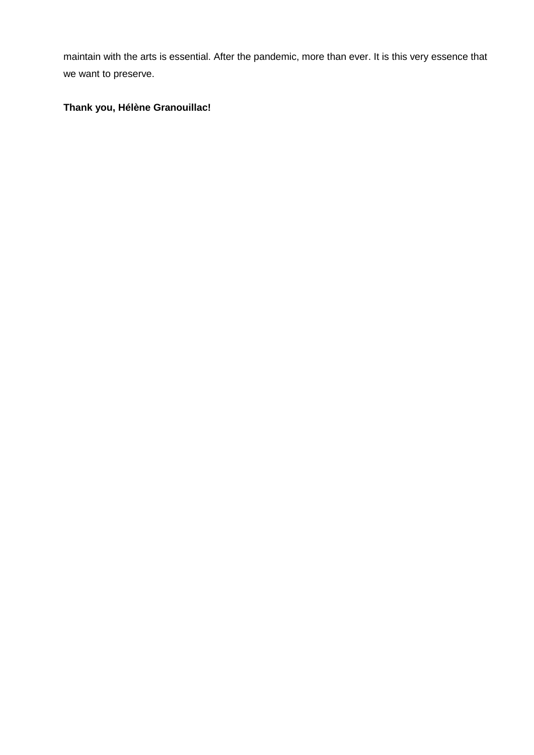maintain with the arts is essential. After the pandemic, more than ever. It is this very essence that we want to preserve.

**Thank you, Hélène Granouillac!**